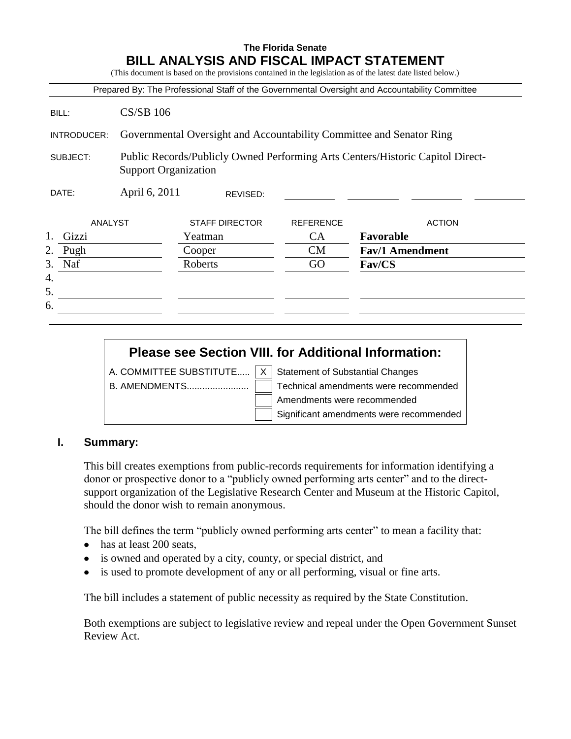**The Florida Senate**

# BILL ANALYSIS AND FISCAL IMPACT STATEMENT

(This document is based on the provisions contained in the legislation as of the latest date listed below.)

Prepared By: The Professional Staff of the Governmental Oversight and Accountability Committee

| | |
|---|---|
| BILL: | CS/SB 106 |
| INTRODUCER: | Governmental Oversight and Accountability Committee and Senator Ring |
| SUBJECT: | Public Records/Publicly Owned Performing Arts Centers/Historic Capitol Direct-Support Organization |
| DATE: | April 6, 2011 REVISED: |

| | ANALYST | STAFF DIRECTOR | REFERENCE | ACTION |
|---|---|---|---|---|
| 1. | Gizzi | Yeatman | CA | **Favorable** |
| 2. | Pugh | Cooper | CM | **Fav/1 Amendment** |
| 3. | Naf | Roberts | GO | **Fav/CS** |
| 4. | | | | |
| 5. | | | | |
| 6. | | | | |

**Please see Section VIII. for Additional Information:**

| | | |
|---|---|---|
| A. COMMITTEE SUBSTITUTE..... | X | Statement of Substantial Changes |
| B. AMENDMENTS........................ | | Technical amendments were recommended |
| | | Amendments were recommended |
| | | Significant amendments were recommended |

## I. Summary:

This bill creates exemptions from public-records requirements for information identifying a donor or prospective donor to a "publicly owned performing arts center" and to the direct-support organization of the Legislative Research Center and Museum at the Historic Capitol, should the donor wish to remain anonymous.

The bill defines the term "publicly owned performing arts center" to mean a facility that:

- has at least 200 seats,
- is owned and operated by a city, county, or special district, and
- is used to promote development of any or all performing, visual or fine arts.

The bill includes a statement of public necessity as required by the State Constitution.

Both exemptions are subject to legislative review and repeal under the Open Government Sunset Review Act.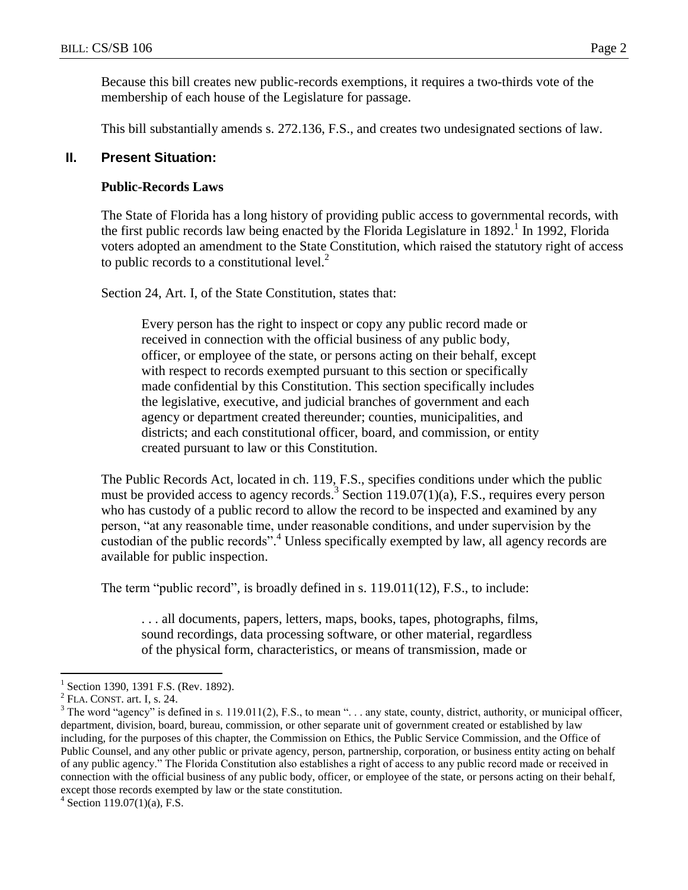Because this bill creates new public-records exemptions, it requires a two-thirds vote of the membership of each house of the Legislature for passage.

This bill substantially amends s. 272.136, F.S., and creates two undesignated sections of law.

## II. Present Situation:

### Public-Records Laws

The State of Florida has a long history of providing public access to governmental records, with the first public records law being enacted by the Florida Legislature in 1892.[1] In 1992, Florida voters adopted an amendment to the State Constitution, which raised the statutory right of access to public records to a constitutional level.[2]

Section 24, Art. I, of the State Constitution, states that:

> Every person has the right to inspect or copy any public record made or received in connection with the official business of any public body, officer, or employee of the state, or persons acting on their behalf, except with respect to records exempted pursuant to this section or specifically made confidential by this Constitution. This section specifically includes the legislative, executive, and judicial branches of government and each agency or department created thereunder; counties, municipalities, and districts; and each constitutional officer, board, and commission, or entity created pursuant to law or this Constitution.

The Public Records Act, located in ch. 119, F.S., specifies conditions under which the public must be provided access to agency records.[3] Section 119.07(1)(a), F.S., requires every person who has custody of a public record to allow the record to be inspected and examined by any person, "at any reasonable time, under reasonable conditions, and under supervision by the custodian of the public records".[4] Unless specifically exempted by law, all agency records are available for public inspection.

The term "public record", is broadly defined in s. 119.011(12), F.S., to include:

> . . . all documents, papers, letters, maps, books, tapes, photographs, films, sound recordings, data processing software, or other material, regardless of the physical form, characteristics, or means of transmission, made or

---

[1] Section 1390, 1391 F.S. (Rev. 1892).

[2] FLA. CONST. art. I, s. 24.

[3] The word "agency" is defined in s. 119.011(2), F.S., to mean ". . . any state, county, district, authority, or municipal officer, department, division, board, bureau, commission, or other separate unit of government created or established by law including, for the purposes of this chapter, the Commission on Ethics, the Public Service Commission, and the Office of Public Counsel, and any other public or private agency, person, partnership, corporation, or business entity acting on behalf of any public agency." The Florida Constitution also establishes a right of access to any public record made or received in connection with the official business of any public body, officer, or employee of the state, or persons acting on their behalf, except those records exempted by law or the state constitution.

[4] Section 119.07(1)(a), F.S.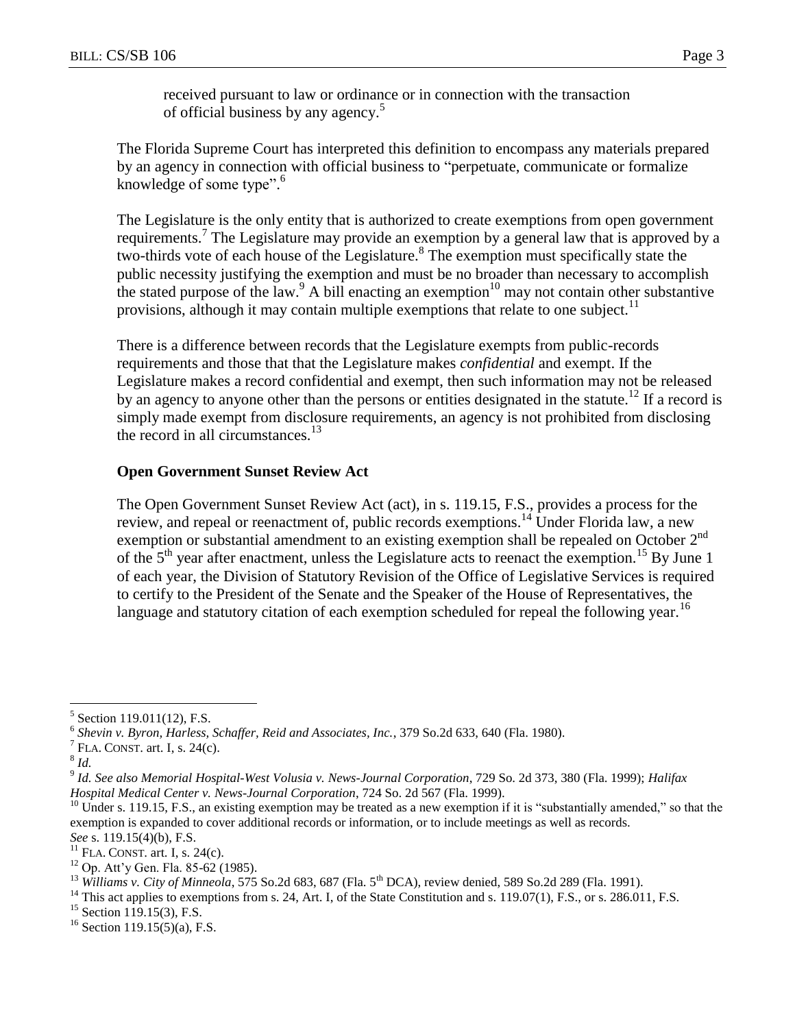received pursuant to law or ordinance or in connection with the transaction of official business by any agency.[5]

The Florida Supreme Court has interpreted this definition to encompass any materials prepared by an agency in connection with official business to "perpetuate, communicate or formalize knowledge of some type".[6]

The Legislature is the only entity that is authorized to create exemptions from open government requirements.[7] The Legislature may provide an exemption by a general law that is approved by a two-thirds vote of each house of the Legislature.[8] The exemption must specifically state the public necessity justifying the exemption and must be no broader than necessary to accomplish the stated purpose of the law.[9] A bill enacting an exemption[10] may not contain other substantive provisions, although it may contain multiple exemptions that relate to one subject.[11]

There is a difference between records that the Legislature exempts from public-records requirements and those that that the Legislature makes *confidential* and exempt. If the Legislature makes a record confidential and exempt, then such information may not be released by an agency to anyone other than the persons or entities designated in the statute.[12] If a record is simply made exempt from disclosure requirements, an agency is not prohibited from disclosing the record in all circumstances.[13]

**Open Government Sunset Review Act**

The Open Government Sunset Review Act (act), in s. 119.15, F.S., provides a process for the review, and repeal or reenactment of, public records exemptions.[14] Under Florida law, a new exemption or substantial amendment to an existing exemption shall be repealed on October 2nd of the 5th year after enactment, unless the Legislature acts to reenact the exemption.[15] By June 1 of each year, the Division of Statutory Revision of the Office of Legislative Services is required to certify to the President of the Senate and the Speaker of the House of Representatives, the language and statutory citation of each exemption scheduled for repeal the following year.[16]

---

[5] Section 119.011(12), F.S.

[6] *Shevin v. Byron, Harless, Schaffer, Reid and Associates, Inc.*, 379 So.2d 633, 640 (Fla. 1980).

[7] FLA. CONST. art. I, s. 24(c).

[8] *Id.*

[9] *Id. See also Memorial Hospital-West Volusia v. News-Journal Corporation*, 729 So. 2d 373, 380 (Fla. 1999); *Halifax Hospital Medical Center v. News-Journal Corporation*, 724 So. 2d 567 (Fla. 1999).

[10] Under s. 119.15, F.S., an existing exemption may be treated as a new exemption if it is "substantially amended," so that the exemption is expanded to cover additional records or information, or to include meetings as well as records. *See* s. 119.15(4)(b), F.S.

[11] FLA. CONST. art. I, s. 24(c).

[12] Op. Att'y Gen. Fla. 85-62 (1985).

[13] *Williams v. City of Minneola*, 575 So.2d 683, 687 (Fla. 5th DCA), review denied, 589 So.2d 289 (Fla. 1991).

[14] This act applies to exemptions from s. 24, Art. I, of the State Constitution and s. 119.07(1), F.S., or s. 286.011, F.S.

[15] Section 119.15(3), F.S.

[16] Section 119.15(5)(a), F.S.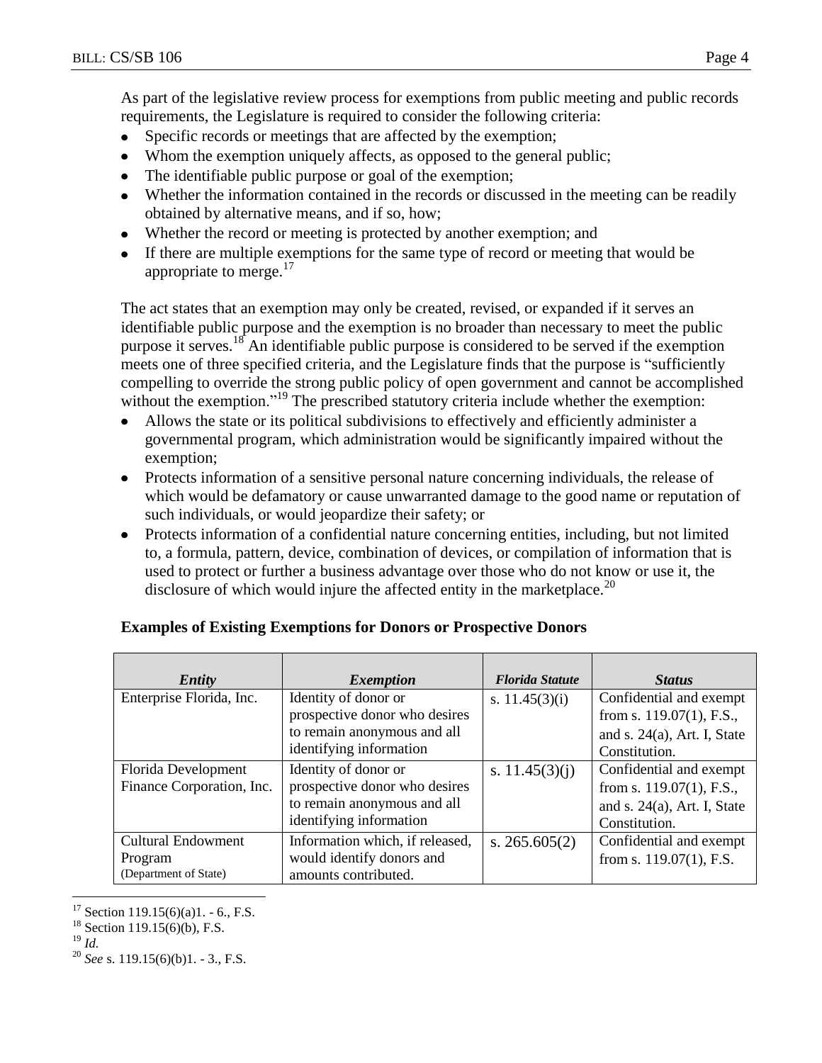As part of the legislative review process for exemptions from public meeting and public records requirements, the Legislature is required to consider the following criteria:

- Specific records or meetings that are affected by the exemption;
- Whom the exemption uniquely affects, as opposed to the general public;
- The identifiable public purpose or goal of the exemption;
- Whether the information contained in the records or discussed in the meeting can be readily obtained by alternative means, and if so, how;
- Whether the record or meeting is protected by another exemption; and
- If there are multiple exemptions for the same type of record or meeting that would be appropriate to merge.[17]

The act states that an exemption may only be created, revised, or expanded if it serves an identifiable public purpose and the exemption is no broader than necessary to meet the public purpose it serves.[18] An identifiable public purpose is considered to be served if the exemption meets one of three specified criteria, and the Legislature finds that the purpose is "sufficiently compelling to override the strong public policy of open government and cannot be accomplished without the exemption."[19] The prescribed statutory criteria include whether the exemption:

- Allows the state or its political subdivisions to effectively and efficiently administer a governmental program, which administration would be significantly impaired without the exemption;
- Protects information of a sensitive personal nature concerning individuals, the release of which would be defamatory or cause unwarranted damage to the good name or reputation of such individuals, or would jeopardize their safety; or
- Protects information of a confidential nature concerning entities, including, but not limited to, a formula, pattern, device, combination of devices, or compilation of information that is used to protect or further a business advantage over those who do not know or use it, the disclosure of which would injure the affected entity in the marketplace.[20]

**Examples of Existing Exemptions for Donors or Prospective Donors**

| *Entity* | *Exemption* | *Florida Statute* | *Status* |
|---|---|---|---|
| Enterprise Florida, Inc. | Identity of donor or prospective donor who desires to remain anonymous and all identifying information | s. 11.45(3)(i) | Confidential and exempt from s. 119.07(1), F.S., and s. 24(a), Art. I, State Constitution. |
| Florida Development Finance Corporation, Inc. | Identity of donor or prospective donor who desires to remain anonymous and all identifying information | s. 11.45(3)(j) | Confidential and exempt from s. 119.07(1), F.S., and s. 24(a), Art. I, State Constitution. |
| Cultural Endowment Program (Department of State) | Information which, if released, would identify donors and amounts contributed. | s. 265.605(2) | Confidential and exempt from s. 119.07(1), F.S. |

[17] Section 119.15(6)(a)1. - 6., F.S.

[18] Section 119.15(6)(b), F.S.

[19] *Id.*

[20] *See* s. 119.15(6)(b)1. - 3., F.S.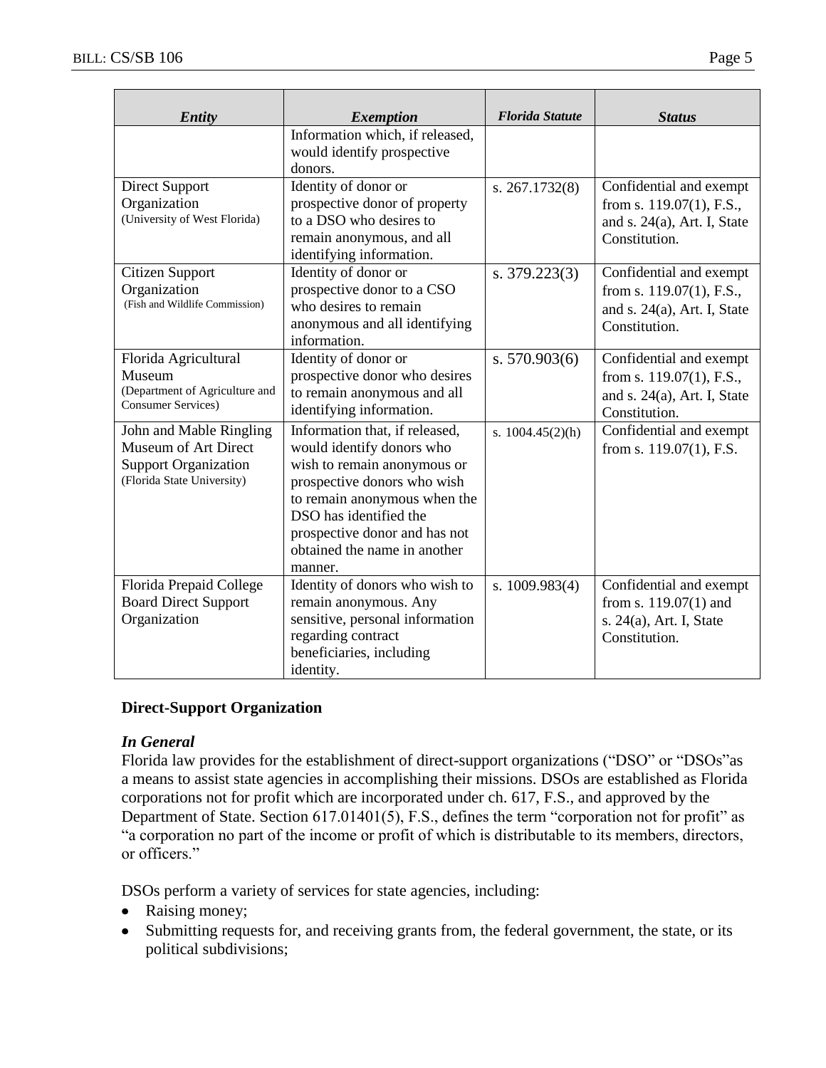| *Entity* | *Exemption* | *Florida Statute* | *Status* |
|---|---|---|---|
| | Information which, if released, would identify prospective donors. | | |
| Direct Support Organization (University of West Florida) | Identity of donor or prospective donor of property to a DSO who desires to remain anonymous, and all identifying information. | s. 267.1732(8) | Confidential and exempt from s. 119.07(1), F.S., and s. 24(a), Art. I, State Constitution. |
| Citizen Support Organization (Fish and Wildlife Commission) | Identity of donor or prospective donor to a CSO who desires to remain anonymous and all identifying information. | s. 379.223(3) | Confidential and exempt from s. 119.07(1), F.S., and s. 24(a), Art. I, State Constitution. |
| Florida Agricultural Museum (Department of Agriculture and Consumer Services) | Identity of donor or prospective donor who desires to remain anonymous and all identifying information. | s. 570.903(6) | Confidential and exempt from s. 119.07(1), F.S., and s. 24(a), Art. I, State Constitution. |
| John and Mable Ringling Museum of Art Direct Support Organization (Florida State University) | Information that, if released, would identify donors who wish to remain anonymous or prospective donors who wish to remain anonymous when the DSO has identified the prospective donor and has not obtained the name in another manner. | s. 1004.45(2)(h) | Confidential and exempt from s. 119.07(1), F.S. |
| Florida Prepaid College Board Direct Support Organization | Identity of donors who wish to remain anonymous. Any sensitive, personal information regarding contract beneficiaries, including identity. | s. 1009.983(4) | Confidential and exempt from s. 119.07(1) and s. 24(a), Art. I, State Constitution. |

**Direct-Support Organization**

***In General***

Florida law provides for the establishment of direct-support organizations ("DSO" or "DSOs"as a means to assist state agencies in accomplishing their missions. DSOs are established as Florida corporations not for profit which are incorporated under ch. 617, F.S., and approved by the Department of State. Section 617.01401(5), F.S., defines the term "corporation not for profit" as "a corporation no part of the income or profit of which is distributable to its members, directors, or officers."

DSOs perform a variety of services for state agencies, including:

- Raising money;
- Submitting requests for, and receiving grants from, the federal government, the state, or its political subdivisions;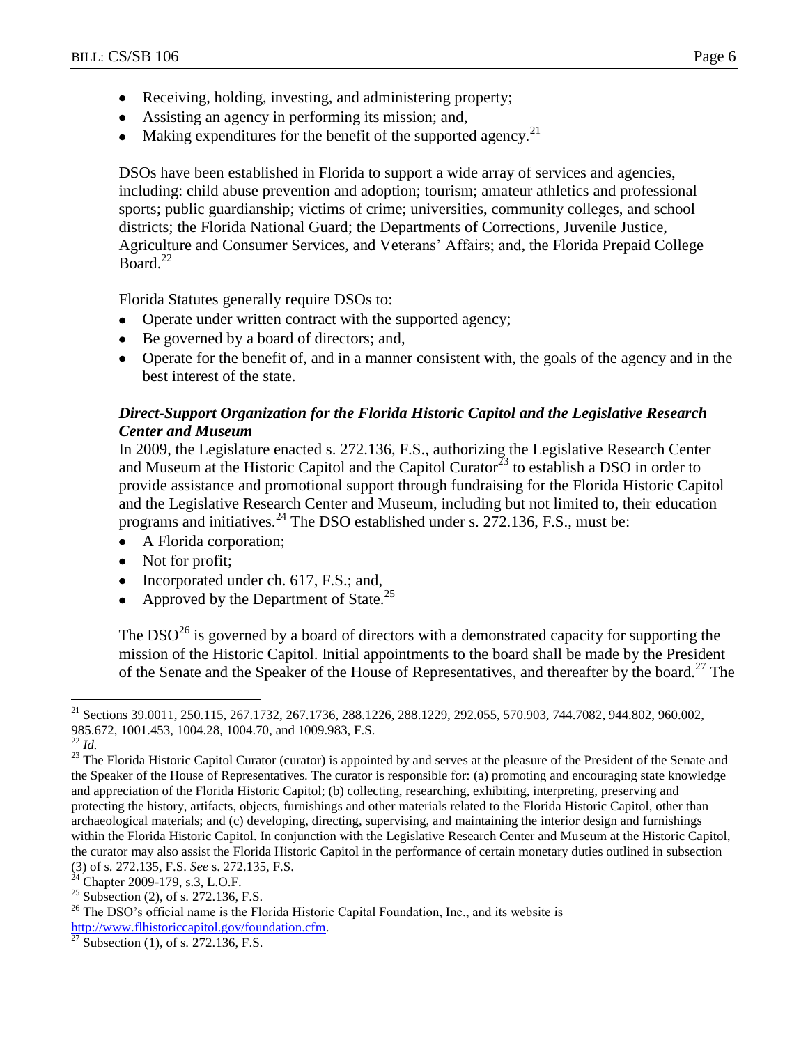- Receiving, holding, investing, and administering property;
- Assisting an agency in performing its mission; and,
- Making expenditures for the benefit of the supported agency.[21]

DSOs have been established in Florida to support a wide array of services and agencies, including: child abuse prevention and adoption; tourism; amateur athletics and professional sports; public guardianship; victims of crime; universities, community colleges, and school districts; the Florida National Guard; the Departments of Corrections, Juvenile Justice, Agriculture and Consumer Services, and Veterans' Affairs; and, the Florida Prepaid College Board.[22]

Florida Statutes generally require DSOs to:

- Operate under written contract with the supported agency;
- Be governed by a board of directors; and,
- Operate for the benefit of, and in a manner consistent with, the goals of the agency and in the best interest of the state.

***Direct-Support Organization for the Florida Historic Capitol and the Legislative Research Center and Museum***

In 2009, the Legislature enacted s. 272.136, F.S., authorizing the Legislative Research Center and Museum at the Historic Capitol and the Capitol Curator[23] to establish a DSO in order to provide assistance and promotional support through fundraising for the Florida Historic Capitol and the Legislative Research Center and Museum, including but not limited to, their education programs and initiatives.[24] The DSO established under s. 272.136, F.S., must be:

- A Florida corporation;
- Not for profit;
- Incorporated under ch. 617, F.S.; and,
- Approved by the Department of State.[25]

The DSO[26] is governed by a board of directors with a demonstrated capacity for supporting the mission of the Historic Capitol. Initial appointments to the board shall be made by the President of the Senate and the Speaker of the House of Representatives, and thereafter by the board.[27] The

---

[21] Sections 39.0011, 250.115, 267.1732, 267.1736, 288.1226, 288.1229, 292.055, 570.903, 744.7082, 944.802, 960.002, 985.672, 1001.453, 1004.28, 1004.70, and 1009.983, F.S.

[22] *Id.*

[23] The Florida Historic Capitol Curator (curator) is appointed by and serves at the pleasure of the President of the Senate and the Speaker of the House of Representatives. The curator is responsible for: (a) promoting and encouraging state knowledge and appreciation of the Florida Historic Capitol; (b) collecting, researching, exhibiting, interpreting, preserving and protecting the history, artifacts, objects, furnishings and other materials related to the Florida Historic Capitol, other than archaeological materials; and (c) developing, directing, supervising, and maintaining the interior design and furnishings within the Florida Historic Capitol. In conjunction with the Legislative Research Center and Museum at the Historic Capitol, the curator may also assist the Florida Historic Capitol in the performance of certain monetary duties outlined in subsection (3) of s. 272.135, F.S. *See* s. 272.135, F.S.

[24] Chapter 2009-179, s.3, L.O.F.

[25] Subsection (2), of s. 272.136, F.S.

[26] The DSO's official name is the Florida Historic Capital Foundation, Inc., and its website is http://www.flhistoriccapitol.gov/foundation.cfm.

[27] Subsection (1), of s. 272.136, F.S.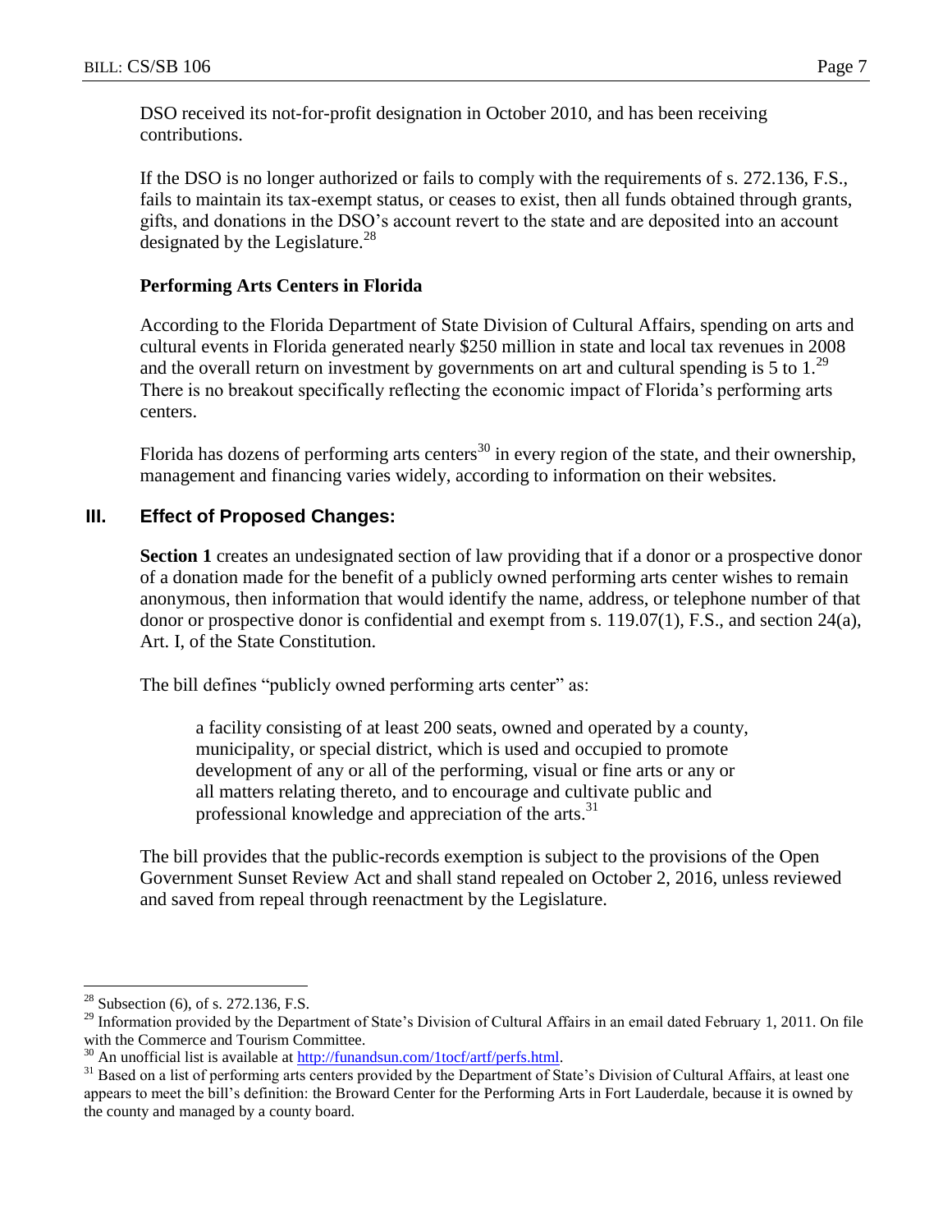DSO received its not-for-profit designation in October 2010, and has been receiving contributions.

If the DSO is no longer authorized or fails to comply with the requirements of s. 272.136, F.S., fails to maintain its tax-exempt status, or ceases to exist, then all funds obtained through grants, gifts, and donations in the DSO's account revert to the state and are deposited into an account designated by the Legislature.[28]

### Performing Arts Centers in Florida

According to the Florida Department of State Division of Cultural Affairs, spending on arts and cultural events in Florida generated nearly $250 million in state and local tax revenues in 2008 and the overall return on investment by governments on art and cultural spending is 5 to 1.[29] There is no breakout specifically reflecting the economic impact of Florida's performing arts centers.

Florida has dozens of performing arts centers[30] in every region of the state, and their ownership, management and financing varies widely, according to information on their websites.

## III. Effect of Proposed Changes:

**Section 1** creates an undesignated section of law providing that if a donor or a prospective donor of a donation made for the benefit of a publicly owned performing arts center wishes to remain anonymous, then information that would identify the name, address, or telephone number of that donor or prospective donor is confidential and exempt from s. 119.07(1), F.S., and section 24(a), Art. I, of the State Constitution.

The bill defines "publicly owned performing arts center" as:

> a facility consisting of at least 200 seats, owned and operated by a county, municipality, or special district, which is used and occupied to promote development of any or all of the performing, visual or fine arts or any or all matters relating thereto, and to encourage and cultivate public and professional knowledge and appreciation of the arts.[31]

The bill provides that the public-records exemption is subject to the provisions of the Open Government Sunset Review Act and shall stand repealed on October 2, 2016, unless reviewed and saved from repeal through reenactment by the Legislature.

---

[28] Subsection (6), of s. 272.136, F.S.

[29] Information provided by the Department of State's Division of Cultural Affairs in an email dated February 1, 2011. On file with the Commerce and Tourism Committee.

[30] An unofficial list is available at http://funandsun.com/1tocf/artf/perfs.html.

[31] Based on a list of performing arts centers provided by the Department of State's Division of Cultural Affairs, at least one appears to meet the bill's definition: the Broward Center for the Performing Arts in Fort Lauderdale, because it is owned by the county and managed by a county board.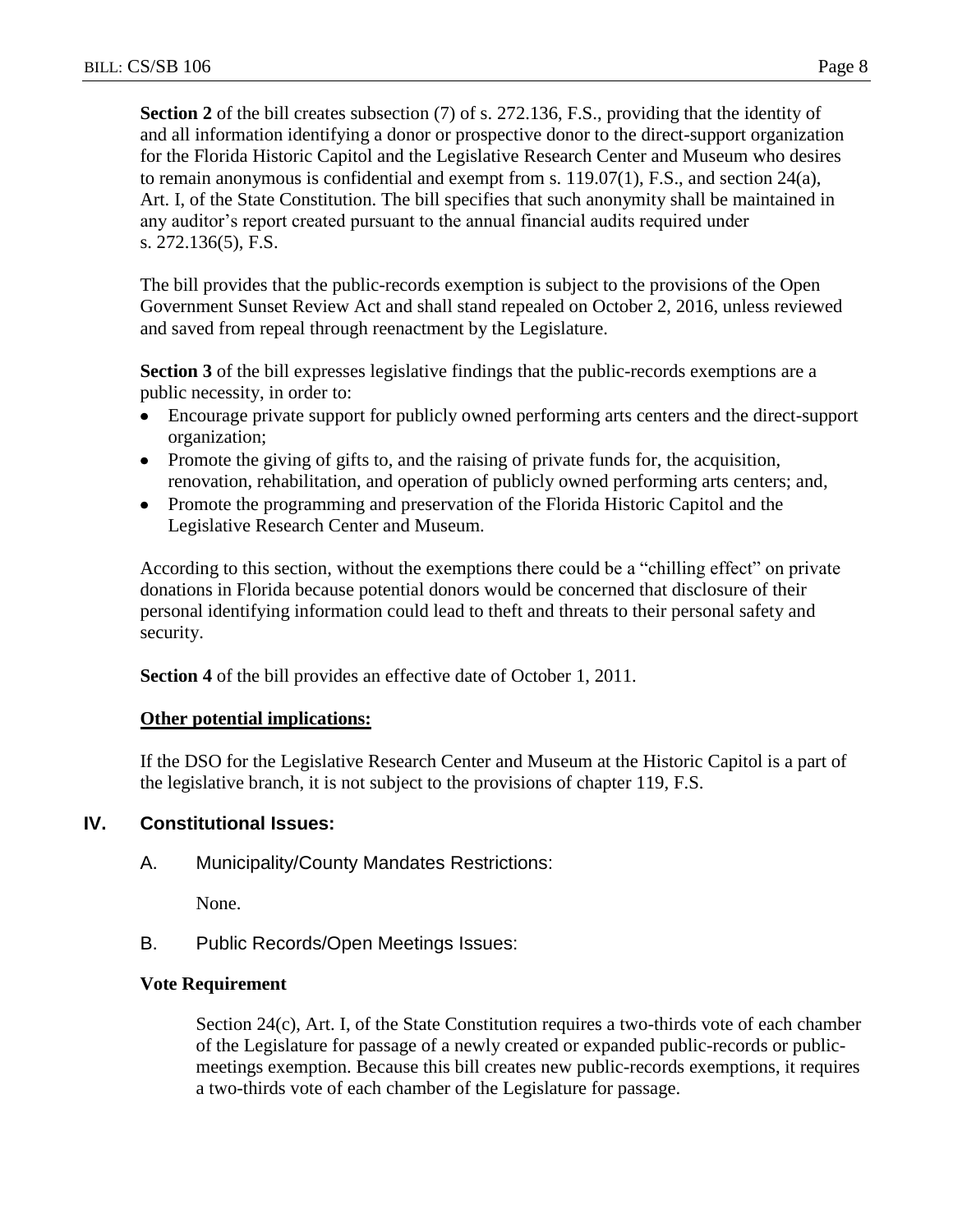**Section 2** of the bill creates subsection (7) of s. 272.136, F.S., providing that the identity of and all information identifying a donor or prospective donor to the direct-support organization for the Florida Historic Capitol and the Legislative Research Center and Museum who desires to remain anonymous is confidential and exempt from s. 119.07(1), F.S., and section 24(a), Art. I, of the State Constitution. The bill specifies that such anonymity shall be maintained in any auditor's report created pursuant to the annual financial audits required under s. 272.136(5), F.S.

The bill provides that the public-records exemption is subject to the provisions of the Open Government Sunset Review Act and shall stand repealed on October 2, 2016, unless reviewed and saved from repeal through reenactment by the Legislature.

**Section 3** of the bill expresses legislative findings that the public-records exemptions are a public necessity, in order to:

- Encourage private support for publicly owned performing arts centers and the direct-support organization;
- Promote the giving of gifts to, and the raising of private funds for, the acquisition, renovation, rehabilitation, and operation of publicly owned performing arts centers; and,
- Promote the programming and preservation of the Florida Historic Capitol and the Legislative Research Center and Museum.

According to this section, without the exemptions there could be a "chilling effect" on private donations in Florida because potential donors would be concerned that disclosure of their personal identifying information could lead to theft and threats to their personal safety and security.

**Section 4** of the bill provides an effective date of October 1, 2011.

**Other potential implications:**

If the DSO for the Legislative Research Center and Museum at the Historic Capitol is a part of the legislative branch, it is not subject to the provisions of chapter 119, F.S.

## IV. Constitutional Issues:

### A. Municipality/County Mandates Restrictions:

None.

### B. Public Records/Open Meetings Issues:

**Vote Requirement**

Section 24(c), Art. I, of the State Constitution requires a two-thirds vote of each chamber of the Legislature for passage of a newly created or expanded public-records or public-meetings exemption. Because this bill creates new public-records exemptions, it requires a two-thirds vote of each chamber of the Legislature for passage.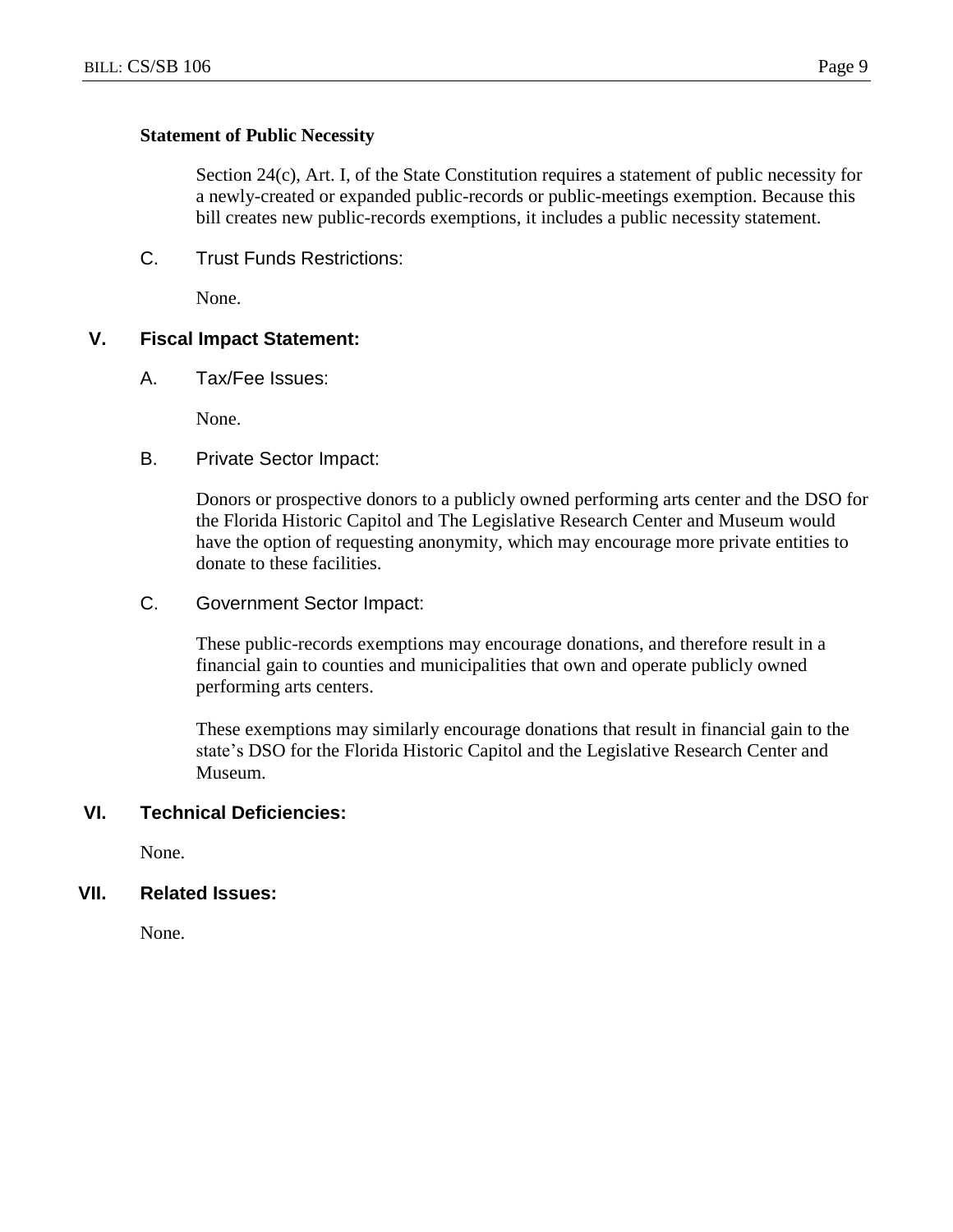**Statement of Public Necessity**

Section 24(c), Art. I, of the State Constitution requires a statement of public necessity for a newly-created or expanded public-records or public-meetings exemption. Because this bill creates new public-records exemptions, it includes a public necessity statement.

C. Trust Funds Restrictions:

None.

## V. Fiscal Impact Statement:

A. Tax/Fee Issues:

None.

B. Private Sector Impact:

Donors or prospective donors to a publicly owned performing arts center and the DSO for the Florida Historic Capitol and The Legislative Research Center and Museum would have the option of requesting anonymity, which may encourage more private entities to donate to these facilities.

C. Government Sector Impact:

These public-records exemptions may encourage donations, and therefore result in a financial gain to counties and municipalities that own and operate publicly owned performing arts centers.

These exemptions may similarly encourage donations that result in financial gain to the state's DSO for the Florida Historic Capitol and the Legislative Research Center and Museum.

## VI. Technical Deficiencies:

None.

## VII. Related Issues:

None.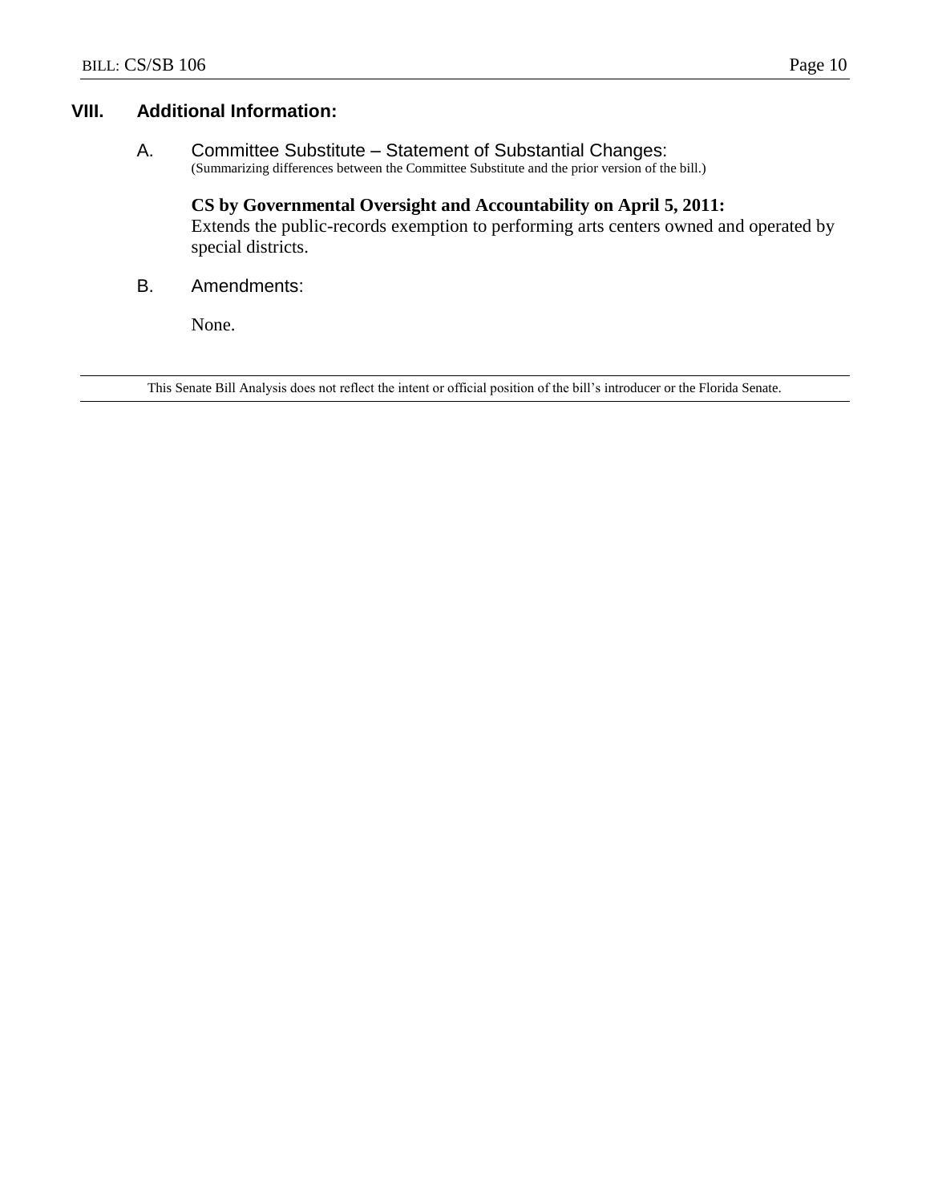## VIII. Additional Information:

### A. Committee Substitute – Statement of Substantial Changes:

(Summarizing differences between the Committee Substitute and the prior version of the bill.)

**CS by Governmental Oversight and Accountability on April 5, 2011:**
Extends the public-records exemption to performing arts centers owned and operated by special districts.

### B. Amendments:

None.

This Senate Bill Analysis does not reflect the intent or official position of the bill's introducer or the Florida Senate.